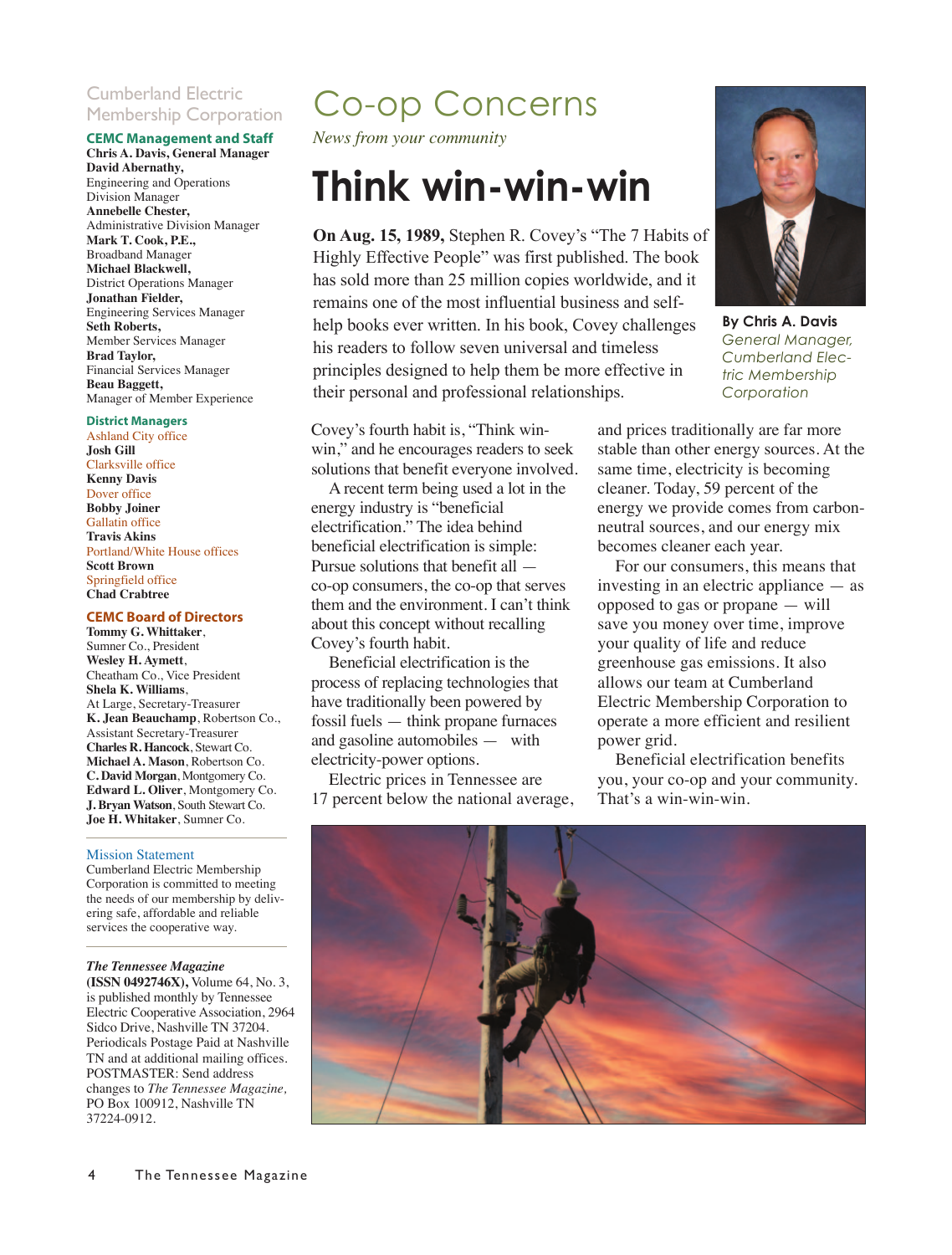# Cumberland Electric Membership Corporation

### CEMC Management and Staff

**Chris A. Davis, General Manager**
**David Abernathy,** Engineering and Operations Division Manager
**Annebelle Chester,** Administrative Division Manager
**Mark T. Cook, P.E.,** Broadband Manager
**Michael Blackwell,** District Operations Manager
**Jonathan Fielder,** Engineering Services Manager
**Seth Roberts,** Member Services Manager
**Brad Taylor,** Financial Services Manager
**Beau Baggett,** Manager of Member Experience

### District Managers

Ashland City office
**Josh Gill**
Clarksville office
**Kenny Davis**
Dover office
**Bobby Joiner**
Gallatin office
**Travis Akins**
Portland/White House offices
**Scott Brown**
Springfield office
**Chad Crabtree**

### CEMC Board of Directors

**Tommy G. Whittaker**, Sumner Co., President
**Wesley H. Aymett**, Cheatham Co., Vice President
**Shela K. Williams**, At Large, Secretary-Treasurer
**K. Jean Beauchamp**, Robertson Co., Assistant Secretary-Treasurer
**Charles R. Hancock**, Stewart Co.
**Michael A. Mason**, Robertson Co.
**C. David Morgan**, Montgomery Co.
**Edward L. Oliver**, Montgomery Co.
**J. Bryan Watson**, South Stewart Co.
**Joe H. Whitaker**, Sumner Co.

### Mission Statement

Cumberland Electric Membership Corporation is committed to meeting the needs of our membership by delivering safe, affordable and reliable services the cooperative way.

***The Tennessee Magazine* (ISSN 0492746X),** Volume 64, No. 3, is published monthly by Tennessee Electric Cooperative Association, 2964 Sidco Drive, Nashville TN 37204. Periodicals Postage Paid at Nashville TN and at additional mailing offices. POSTMASTER: Send address changes to *The Tennessee Magazine,* PO Box 100912, Nashville TN 37224-0912.

# Co-op Concerns

*News from your community*

## Think win-win-win

**By Chris A. Davis**
*General Manager, Cumberland Electric Membership Corporation*

**On Aug. 15, 1989,** Stephen R. Covey's "The 7 Habits of Highly Effective People" was first published. The book has sold more than 25 million copies worldwide, and it remains one of the most influential business and self-help books ever written. In his book, Covey challenges his readers to follow seven universal and timeless principles designed to help them be more effective in their personal and professional relationships.

Covey's fourth habit is, "Think win-win," and he encourages readers to seek solutions that benefit everyone involved.

A recent term being used a lot in the energy industry is "beneficial electrification." The idea behind beneficial electrification is simple: Pursue solutions that benefit all — co-op consumers, the co-op that serves them and the environment. I can't think about this concept without recalling Covey's fourth habit.

Beneficial electrification is the process of replacing technologies that have traditionally been powered by fossil fuels — think propane furnaces and gasoline automobiles — with electricity-power options.

Electric prices in Tennessee are 17 percent below the national average, and prices traditionally are far more stable than other energy sources. At the same time, electricity is becoming cleaner. Today, 59 percent of the energy we provide comes from carbon-neutral sources, and our energy mix becomes cleaner each year.

For our consumers, this means that investing in an electric appliance — as opposed to gas or propane — will save you money over time, improve your quality of life and reduce greenhouse gas emissions. It also allows our team at Cumberland Electric Membership Corporation to operate a more efficient and resilient power grid.

Beneficial electrification benefits you, your co-op and your community. That's a win-win-win.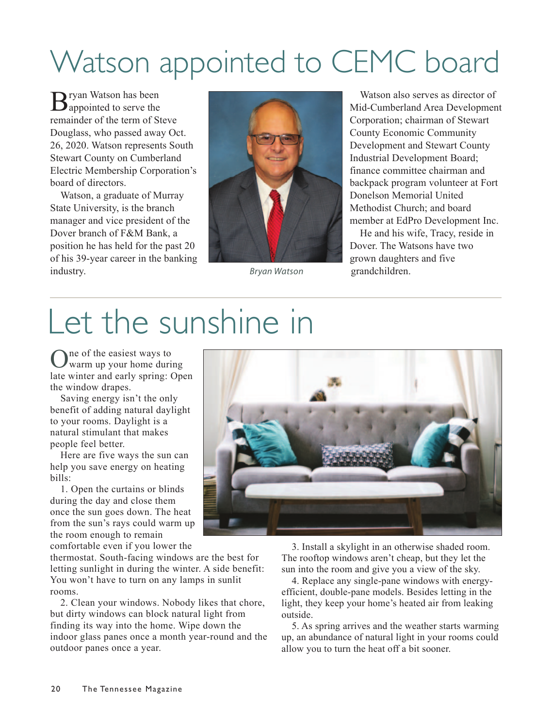# Watson appointed to CEMC board

Bryan Watson has been appointed to serve the remainder of the term of Steve Douglass, who passed away Oct. 26, 2020. Watson represents South Stewart County on Cumberland Electric Membership Corporation's board of directors.

Watson, a graduate of Murray State University, is the branch manager and vice president of the Dover branch of F&M Bank, a position he has held for the past 20 of his 39-year career in the banking industry.

*Bryan Watson*

Watson also serves as director of Mid-Cumberland Area Development Corporation; chairman of Stewart County Economic Community Development and Stewart County Industrial Development Board; finance committee chairman and backpack program volunteer at Fort Donelson Memorial United Methodist Church; and board member at EdPro Development Inc.

He and his wife, Tracy, reside in Dover. The Watsons have two grown daughters and five grandchildren.

# Let the sunshine in

One of the easiest ways to warm up your home during late winter and early spring: Open the window drapes.

Saving energy isn't the only benefit of adding natural daylight to your rooms. Daylight is a natural stimulant that makes people feel better.

Here are five ways the sun can help you save energy on heating bills:

1. Open the curtains or blinds during the day and close them once the sun goes down. The heat from the sun's rays could warm up the room enough to remain comfortable even if you lower the thermostat. South-facing windows are the best for letting sunlight in during the winter. A side benefit: You won't have to turn on any lamps in sunlit rooms.

2. Clean your windows. Nobody likes that chore, but dirty windows can block natural light from finding its way into the home. Wipe down the indoor glass panes once a month year-round and the outdoor panes once a year.

3. Install a skylight in an otherwise shaded room. The rooftop windows aren't cheap, but they let the sun into the room and give you a view of the sky.

4. Replace any single-pane windows with energy-efficient, double-pane models. Besides letting in the light, they keep your home's heated air from leaking outside.

5. As spring arrives and the weather starts warming up, an abundance of natural light in your rooms could allow you to turn the heat off a bit sooner.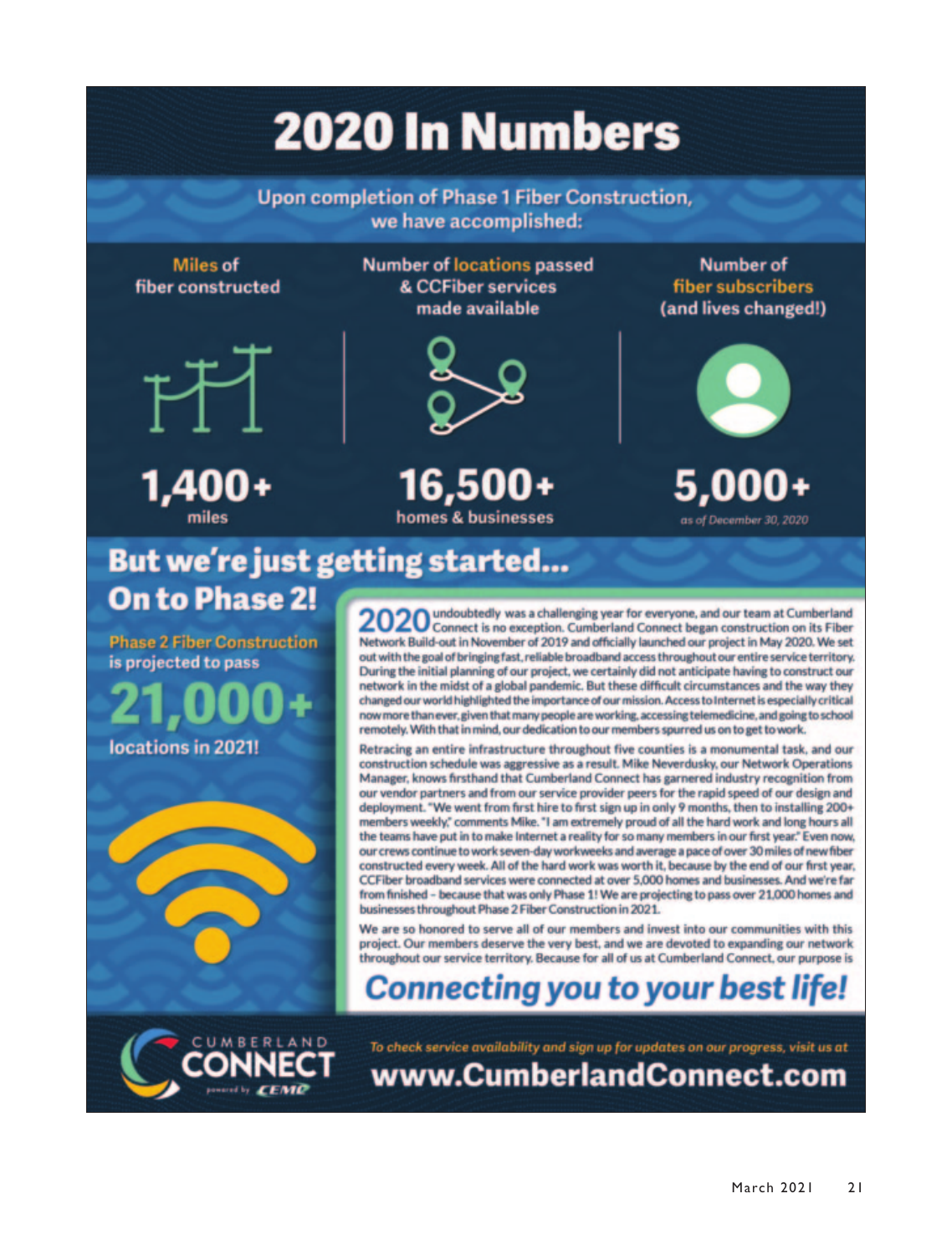# 2020 In Numbers

**Upon completion of Phase 1 Fiber Construction, we have accomplished:**

**Miles of fiber constructed**

**1,400+**
miles

**Number of locations passed & CCFiber services made available**

**16,500+**
homes & businesses

**Number of fiber subscribers (and lives changed!)**

**5,000+**
*as of December 30, 2020*

## But we're just getting started… On to Phase 2!

**Phase 2 Fiber Construction** is projected to pass

**21,000+**

**locations in 2021!**

2020 undoubtedly was a challenging year for everyone, and our team at Cumberland Connect is no exception. Cumberland Connect began construction on its Fiber Network Build-out in November of 2019 and officially launched our project in May 2020. We set out with the goal of bringing fast, reliable broadband access throughout our entire service territory. During the initial planning of our project, we certainly did not anticipate having to construct our network in the midst of a global pandemic. But these difficult circumstances and the way they changed our world highlighted the importance of our mission. Access to Internet is especially critical now more than ever, given that many people are working, accessing telemedicine, and going to school remotely. With that in mind, our dedication to our members spurred us on to get to work.

Retracing an entire infrastructure throughout five counties is a monumental task, and our construction schedule was aggressive as a result. Mike Neverdusky, our Network Operations Manager, knows firsthand that Cumberland Connect has garnered industry recognition from our vendor partners and from our service provider peers for the rapid speed of our design and deployment. "We went from first hire to first sign up in only 9 months, then to installing 200+ members weekly," comments Mike. "I am extremely proud of all the hard work and long hours all the teams have put in to make Internet a reality for so many members in our first year." Even now, our crews continue to work seven-day workweeks and average a pace of over 30 miles of new fiber constructed every week. All of the hard work was worth it, because by the end of our first year, CCFiber broadband services were connected at over 5,000 homes and businesses. And we're far from finished – because that was only Phase 1! We are projecting to pass over 21,000 homes and businesses throughout Phase 2 Fiber Construction in 2021.

We are so honored to serve all of our members and invest into our communities with this project. Our members deserve the very best, and we are devoted to expanding our network throughout our service territory. Because for all of us at Cumberland Connect, our purpose is

***Connecting you to your best life!***

CUMBERLAND CONNECT powered by CEMC

*To check service availability and sign up for updates on our progress, visit us at*

**www.CumberlandConnect.com**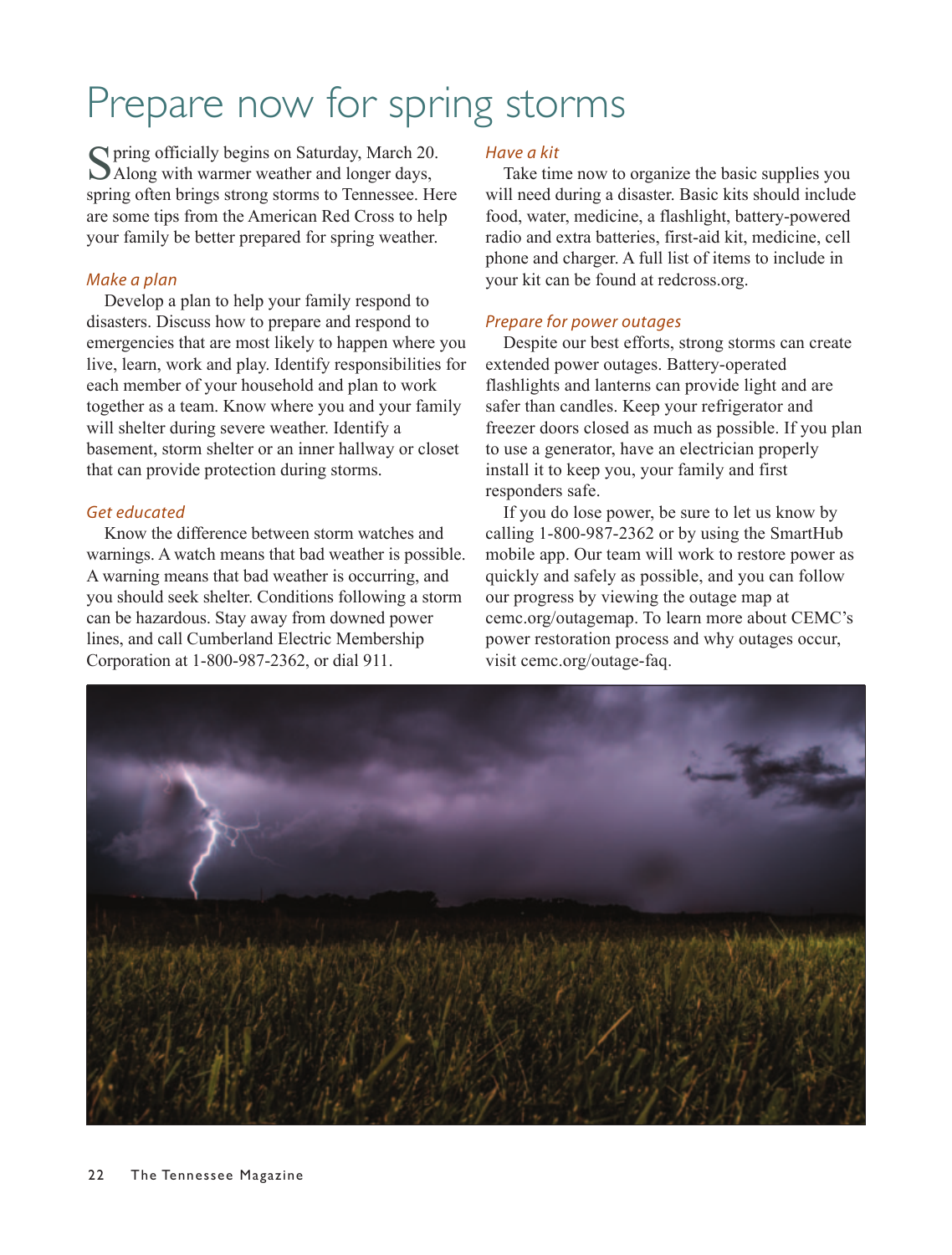# Prepare now for spring storms

Spring officially begins on Saturday, March 20. Along with warmer weather and longer days, spring often brings strong storms to Tennessee. Here are some tips from the American Red Cross to help your family be better prepared for spring weather.

### *Make a plan*

Develop a plan to help your family respond to disasters. Discuss how to prepare and respond to emergencies that are most likely to happen where you live, learn, work and play. Identify responsibilities for each member of your household and plan to work together as a team. Know where you and your family will shelter during severe weather. Identify a basement, storm shelter or an inner hallway or closet that can provide protection during storms.

### *Get educated*

Know the difference between storm watches and warnings. A watch means that bad weather is possible. A warning means that bad weather is occurring, and you should seek shelter. Conditions following a storm can be hazardous. Stay away from downed power lines, and call Cumberland Electric Membership Corporation at 1-800-987-2362, or dial 911.

### *Have a kit*

Take time now to organize the basic supplies you will need during a disaster. Basic kits should include food, water, medicine, a flashlight, battery-powered radio and extra batteries, first-aid kit, medicine, cell phone and charger. A full list of items to include in your kit can be found at redcross.org.

### *Prepare for power outages*

Despite our best efforts, strong storms can create extended power outages. Battery-operated flashlights and lanterns can provide light and are safer than candles. Keep your refrigerator and freezer doors closed as much as possible. If you plan to use a generator, have an electrician properly install it to keep you, your family and first responders safe.

If you do lose power, be sure to let us know by calling 1-800-987-2362 or by using the SmartHub mobile app. Our team will work to restore power as quickly and safely as possible, and you can follow our progress by viewing the outage map at cemc.org/outagemap. To learn more about CEMC's power restoration process and why outages occur, visit cemc.org/outage-faq.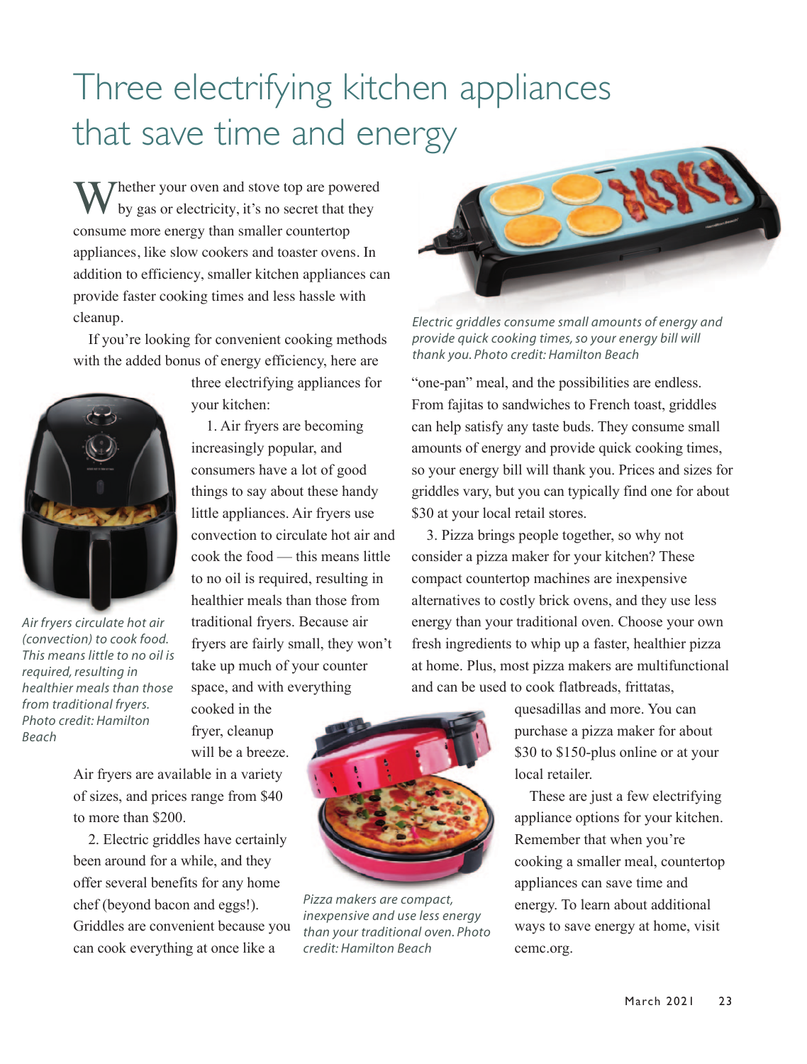# Three electrifying kitchen appliances that save time and energy

Whether your oven and stove top are powered by gas or electricity, it's no secret that they consume more energy than smaller countertop appliances, like slow cookers and toaster ovens. In addition to efficiency, smaller kitchen appliances can provide faster cooking times and less hassle with cleanup.

If you're looking for convenient cooking methods with the added bonus of energy efficiency, here are three electrifying appliances for your kitchen:

*Air fryers circulate hot air (convection) to cook food. This means little to no oil is required, resulting in healthier meals than those from traditional fryers. Photo credit: Hamilton Beach*

1. Air fryers are becoming increasingly popular, and consumers have a lot of good things to say about these handy little appliances. Air fryers use convection to circulate hot air and cook the food — this means little to no oil is required, resulting in healthier meals than those from traditional fryers. Because air fryers are fairly small, they won't take up much of your counter space, and with everything cooked in the fryer, cleanup will be a breeze. Air fryers are available in a variety of sizes, and prices range from $40 to more than $200.

2. Electric griddles have certainly been around for a while, and they offer several benefits for any home chef (beyond bacon and eggs!). Griddles are convenient because you can cook everything at once like a "one-pan" meal, and the possibilities are endless. From fajitas to sandwiches to French toast, griddles can help satisfy any taste buds. They consume small amounts of energy and provide quick cooking times, so your energy bill will thank you. Prices and sizes for griddles vary, but you can typically find one for about $30 at your local retail stores.

*Electric griddles consume small amounts of energy and provide quick cooking times, so your energy bill will thank you. Photo credit: Hamilton Beach*

3. Pizza brings people together, so why not consider a pizza maker for your kitchen? These compact countertop machines are inexpensive alternatives to costly brick ovens, and they use less energy than your traditional oven. Choose your own fresh ingredients to whip up a faster, healthier pizza at home. Plus, most pizza makers are multifunctional and can be used to cook flatbreads, frittatas, quesadillas and more. You can purchase a pizza maker for about $30 to $150-plus online or at your local retailer.

*Pizza makers are compact, inexpensive and use less energy than your traditional oven. Photo credit: Hamilton Beach*

These are just a few electrifying appliance options for your kitchen. Remember that when you're cooking a smaller meal, countertop appliances can save time and energy. To learn about additional ways to save energy at home, visit cemc.org.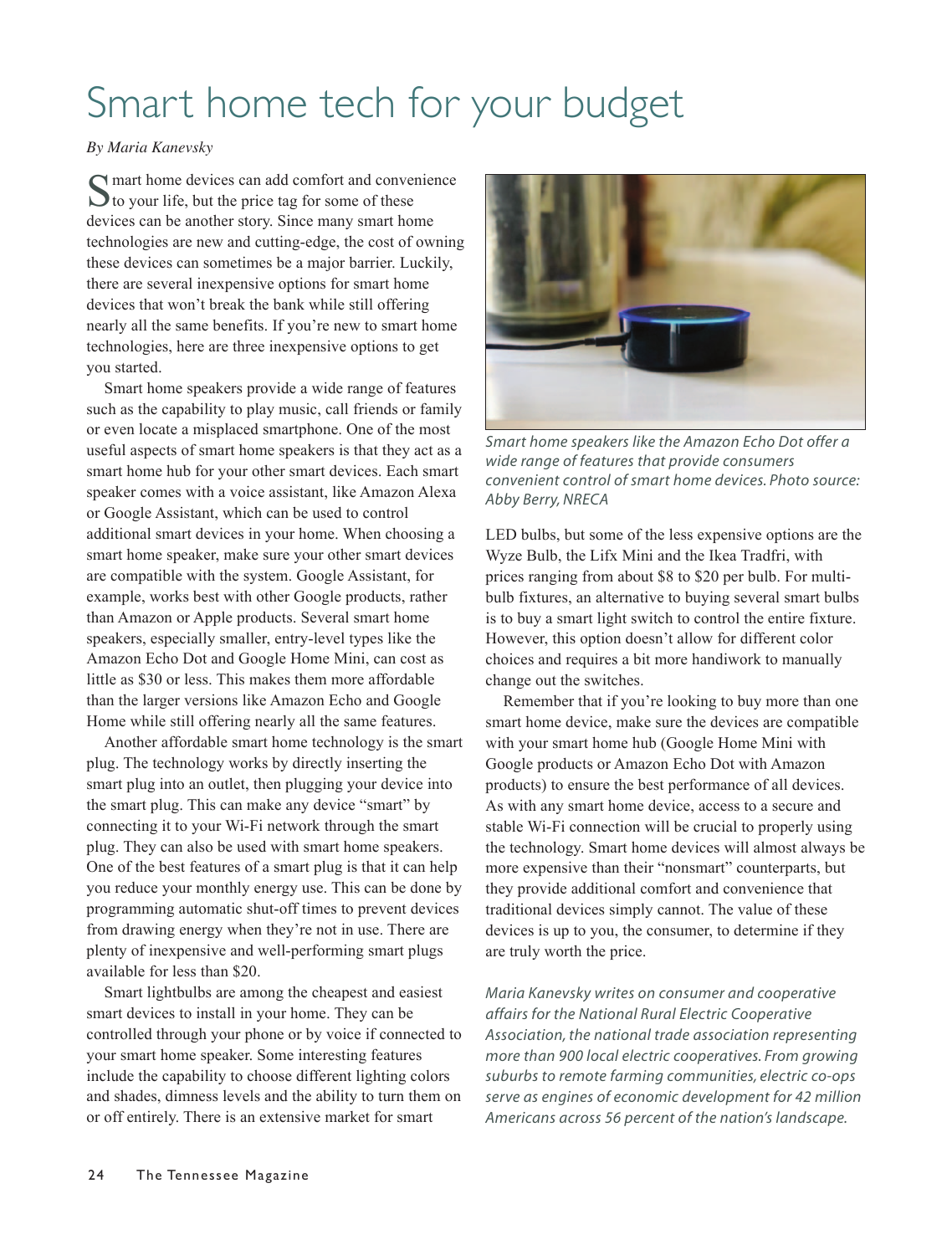# Smart home tech for your budget

*By Maria Kanevsky*

Smart home devices can add comfort and convenience to your life, but the price tag for some of these devices can be another story. Since many smart home technologies are new and cutting-edge, the cost of owning these devices can sometimes be a major barrier. Luckily, there are several inexpensive options for smart home devices that won't break the bank while still offering nearly all the same benefits. If you're new to smart home technologies, here are three inexpensive options to get you started.

Smart home speakers provide a wide range of features such as the capability to play music, call friends or family or even locate a misplaced smartphone. One of the most useful aspects of smart home speakers is that they act as a smart home hub for your other smart devices. Each smart speaker comes with a voice assistant, like Amazon Alexa or Google Assistant, which can be used to control additional smart devices in your home. When choosing a smart home speaker, make sure your other smart devices are compatible with the system. Google Assistant, for example, works best with other Google products, rather than Amazon or Apple products. Several smart home speakers, especially smaller, entry-level types like the Amazon Echo Dot and Google Home Mini, can cost as little as $30 or less. This makes them more affordable than the larger versions like Amazon Echo and Google Home while still offering nearly all the same features.

Another affordable smart home technology is the smart plug. The technology works by directly inserting the smart plug into an outlet, then plugging your device into the smart plug. This can make any device "smart" by connecting it to your Wi-Fi network through the smart plug. They can also be used with smart home speakers. One of the best features of a smart plug is that it can help you reduce your monthly energy use. This can be done by programming automatic shut-off times to prevent devices from drawing energy when they're not in use. There are plenty of inexpensive and well-performing smart plugs available for less than $20.

Smart lightbulbs are among the cheapest and easiest smart devices to install in your home. They can be controlled through your phone or by voice if connected to your smart home speaker. Some interesting features include the capability to choose different lighting colors and shades, dimness levels and the ability to turn them on or off entirely. There is an extensive market for smart LED bulbs, but some of the less expensive options are the Wyze Bulb, the Lifx Mini and the Ikea Tradfri, with prices ranging from about $8 to $20 per bulb. For multi-bulb fixtures, an alternative to buying several smart bulbs is to buy a smart light switch to control the entire fixture. However, this option doesn't allow for different color choices and requires a bit more handiwork to manually change out the switches.

*Smart home speakers like the Amazon Echo Dot offer a wide range of features that provide consumers convenient control of smart home devices. Photo source: Abby Berry, NRECA*

Remember that if you're looking to buy more than one smart home device, make sure the devices are compatible with your smart home hub (Google Home Mini with Google products or Amazon Echo Dot with Amazon products) to ensure the best performance of all devices. As with any smart home device, access to a secure and stable Wi-Fi connection will be crucial to properly using the technology. Smart home devices will almost always be more expensive than their "nonsmart" counterparts, but they provide additional comfort and convenience that traditional devices simply cannot. The value of these devices is up to you, the consumer, to determine if they are truly worth the price.

*Maria Kanevsky writes on consumer and cooperative affairs for the National Rural Electric Cooperative Association, the national trade association representing more than 900 local electric cooperatives. From growing suburbs to remote farming communities, electric co-ops serve as engines of economic development for 42 million Americans across 56 percent of the nation's landscape.*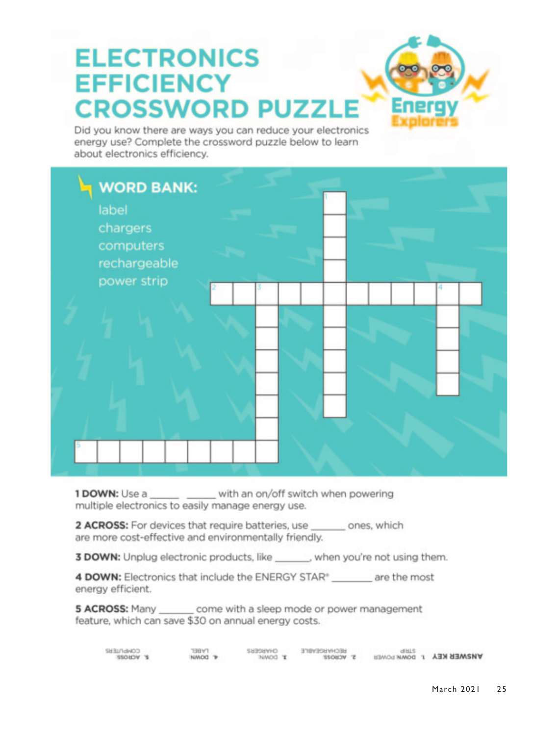# ELECTRONICS EFFICIENCY CROSSWORD PUZZLE

Energy Explorers

Did you know there are ways you can reduce your electronics energy use? Complete the crossword puzzle below to learn about electronics efficiency.

## WORD BANK:

- label
- chargers
- computers
- rechargeable
- power strip

**1 DOWN:** Use a _____ _____ with an on/off switch when powering multiple electronics to easily manage energy use.

**2 ACROSS:** For devices that require batteries, use ______ ones, which are more cost-effective and environmentally friendly.

**3 DOWN:** Unplug electronic products, like ______, when you're not using them.

**4 DOWN:** Electronics that include the ENERGY STAR® _______ are the most energy efficient.

**5 ACROSS:** Many ______ come with a sleep mode or power management feature, which can save $30 on annual energy costs.

ANSWER KEY 1. DOWN: POWER STRIP 2. ACROSS: RECHARGEABLE 3. DOWN: CHARGERS 4. DOWN: LABEL 5. ACROSS: COMPUTERS